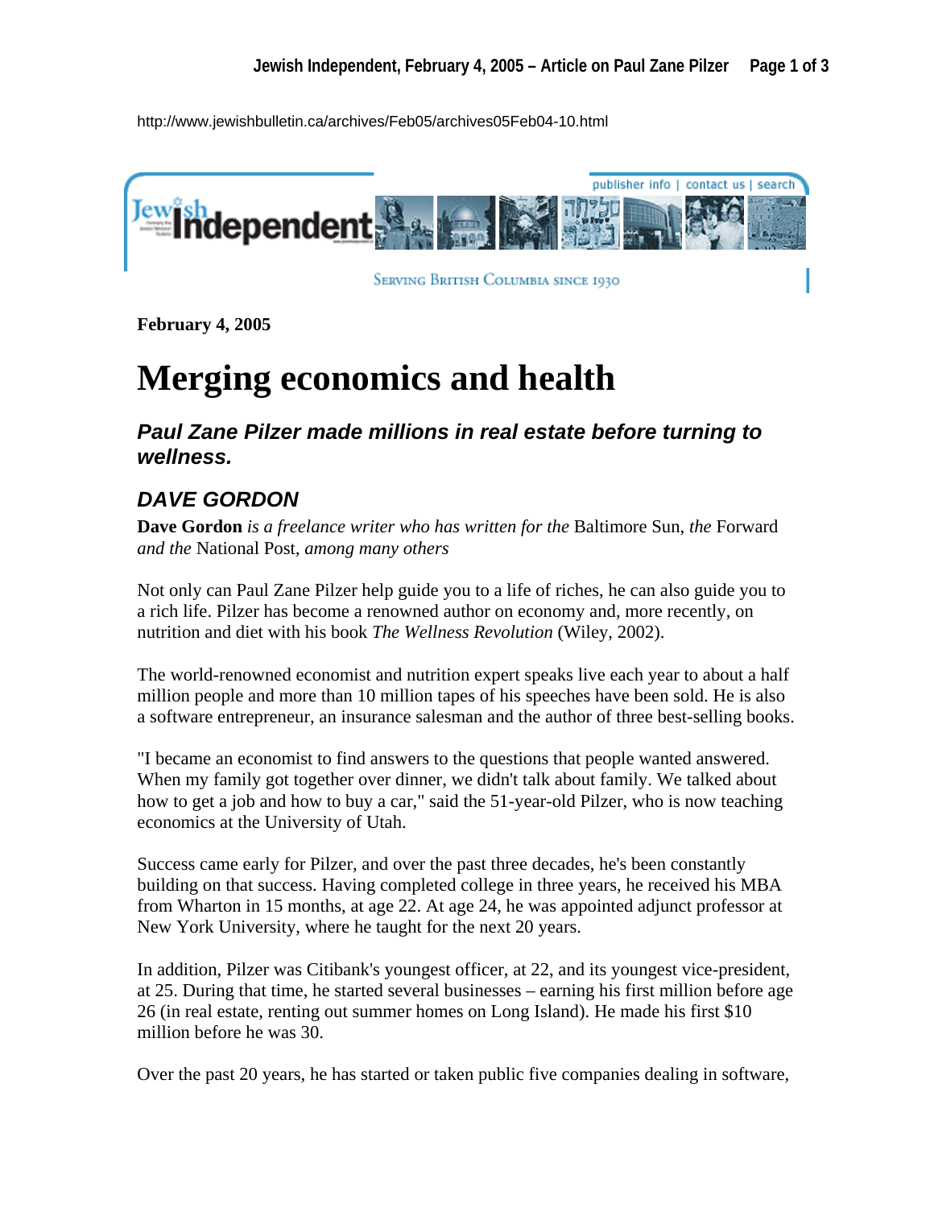http://www.jewishbulletin.ca/archives/Feb05/archives05Feb04-10.html

Jewish Independent

publisher info | contact us | search

SERVING BRITISH COLUMBIA SINCE 1930

**February 4, 2005**

# Merging economics and health

## *Paul Zane Pilzer made millions in real estate before turning to wellness.*

### *DAVE GORDON*

**Dave Gordon** *is a freelance writer who has written for the* Baltimore Sun, *the* Forward *and the* National Post, *among many others*

Not only can Paul Zane Pilzer help guide you to a life of riches, he can also guide you to a rich life. Pilzer has become a renowned author on economy and, more recently, on nutrition and diet with his book *The Wellness Revolution* (Wiley, 2002).

The world-renowned economist and nutrition expert speaks live each year to about a half million people and more than 10 million tapes of his speeches have been sold. He is also a software entrepreneur, an insurance salesman and the author of three best-selling books.

"I became an economist to find answers to the questions that people wanted answered. When my family got together over dinner, we didn't talk about family. We talked about how to get a job and how to buy a car," said the 51-year-old Pilzer, who is now teaching economics at the University of Utah.

Success came early for Pilzer, and over the past three decades, he's been constantly building on that success. Having completed college in three years, he received his MBA from Wharton in 15 months, at age 22. At age 24, he was appointed adjunct professor at New York University, where he taught for the next 20 years.

In addition, Pilzer was Citibank's youngest officer, at 22, and its youngest vice-president, at 25. During that time, he started several businesses – earning his first million before age 26 (in real estate, renting out summer homes on Long Island). He made his first $10 million before he was 30.

Over the past 20 years, he has started or taken public five companies dealing in software,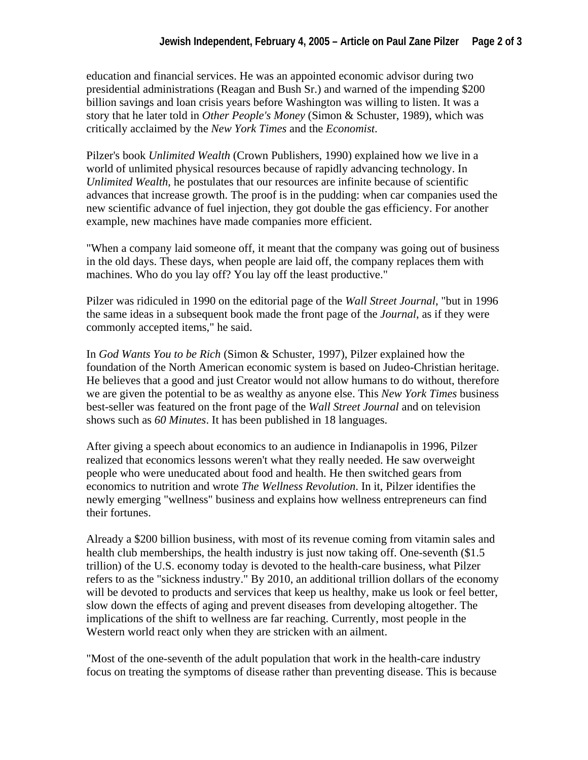education and financial services. He was an appointed economic advisor during two presidential administrations (Reagan and Bush Sr.) and warned of the impending $200 billion savings and loan crisis years before Washington was willing to listen. It was a story that he later told in *Other People's Money* (Simon & Schuster, 1989), which was critically acclaimed by the *New York Times* and the *Economist*.

Pilzer's book *Unlimited Wealth* (Crown Publishers, 1990) explained how we live in a world of unlimited physical resources because of rapidly advancing technology. In *Unlimited Wealth*, he postulates that our resources are infinite because of scientific advances that increase growth. The proof is in the pudding: when car companies used the new scientific advance of fuel injection, they got double the gas efficiency. For another example, new machines have made companies more efficient.

"When a company laid someone off, it meant that the company was going out of business in the old days. These days, when people are laid off, the company replaces them with machines. Who do you lay off? You lay off the least productive."

Pilzer was ridiculed in 1990 on the editorial page of the *Wall Street Journal*, "but in 1996 the same ideas in a subsequent book made the front page of the *Journal*, as if they were commonly accepted items," he said.

In *God Wants You to be Rich* (Simon & Schuster, 1997), Pilzer explained how the foundation of the North American economic system is based on Judeo-Christian heritage. He believes that a good and just Creator would not allow humans to do without, therefore we are given the potential to be as wealthy as anyone else. This *New York Times* business best-seller was featured on the front page of the *Wall Street Journal* and on television shows such as *60 Minutes*. It has been published in 18 languages.

After giving a speech about economics to an audience in Indianapolis in 1996, Pilzer realized that economics lessons weren't what they really needed. He saw overweight people who were uneducated about food and health. He then switched gears from economics to nutrition and wrote *The Wellness Revolution*. In it, Pilzer identifies the newly emerging "wellness" business and explains how wellness entrepreneurs can find their fortunes.

Already a $200 billion business, with most of its revenue coming from vitamin sales and health club memberships, the health industry is just now taking off. One-seventh ($1.5 trillion) of the U.S. economy today is devoted to the health-care business, what Pilzer refers to as the "sickness industry." By 2010, an additional trillion dollars of the economy will be devoted to products and services that keep us healthy, make us look or feel better, slow down the effects of aging and prevent diseases from developing altogether. The implications of the shift to wellness are far reaching. Currently, most people in the Western world react only when they are stricken with an ailment.

"Most of the one-seventh of the adult population that work in the health-care industry focus on treating the symptoms of disease rather than preventing disease. This is because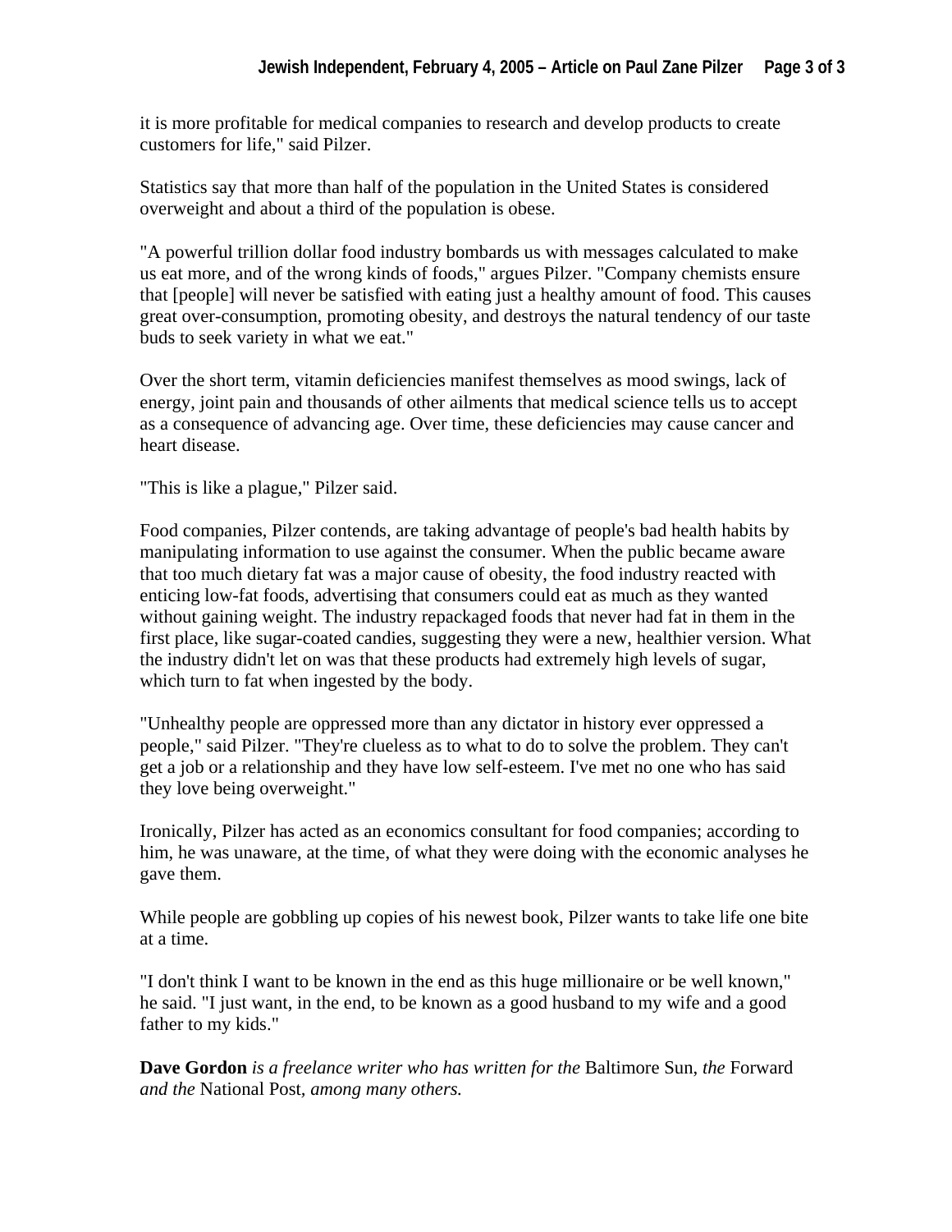it is more profitable for medical companies to research and develop products to create customers for life," said Pilzer.

Statistics say that more than half of the population in the United States is considered overweight and about a third of the population is obese.

"A powerful trillion dollar food industry bombards us with messages calculated to make us eat more, and of the wrong kinds of foods," argues Pilzer. "Company chemists ensure that [people] will never be satisfied with eating just a healthy amount of food. This causes great over-consumption, promoting obesity, and destroys the natural tendency of our taste buds to seek variety in what we eat."

Over the short term, vitamin deficiencies manifest themselves as mood swings, lack of energy, joint pain and thousands of other ailments that medical science tells us to accept as a consequence of advancing age. Over time, these deficiencies may cause cancer and heart disease.

"This is like a plague," Pilzer said.

Food companies, Pilzer contends, are taking advantage of people's bad health habits by manipulating information to use against the consumer. When the public became aware that too much dietary fat was a major cause of obesity, the food industry reacted with enticing low-fat foods, advertising that consumers could eat as much as they wanted without gaining weight. The industry repackaged foods that never had fat in them in the first place, like sugar-coated candies, suggesting they were a new, healthier version. What the industry didn't let on was that these products had extremely high levels of sugar, which turn to fat when ingested by the body.

"Unhealthy people are oppressed more than any dictator in history ever oppressed a people," said Pilzer. "They're clueless as to what to do to solve the problem. They can't get a job or a relationship and they have low self-esteem. I've met no one who has said they love being overweight."

Ironically, Pilzer has acted as an economics consultant for food companies; according to him, he was unaware, at the time, of what they were doing with the economic analyses he gave them.

While people are gobbling up copies of his newest book, Pilzer wants to take life one bite at a time.

"I don't think I want to be known in the end as this huge millionaire or be well known," he said. "I just want, in the end, to be known as a good husband to my wife and a good father to my kids."

**Dave Gordon** *is a freelance writer who has written for the* Baltimore Sun, *the* Forward *and the* National Post, *among many others.*